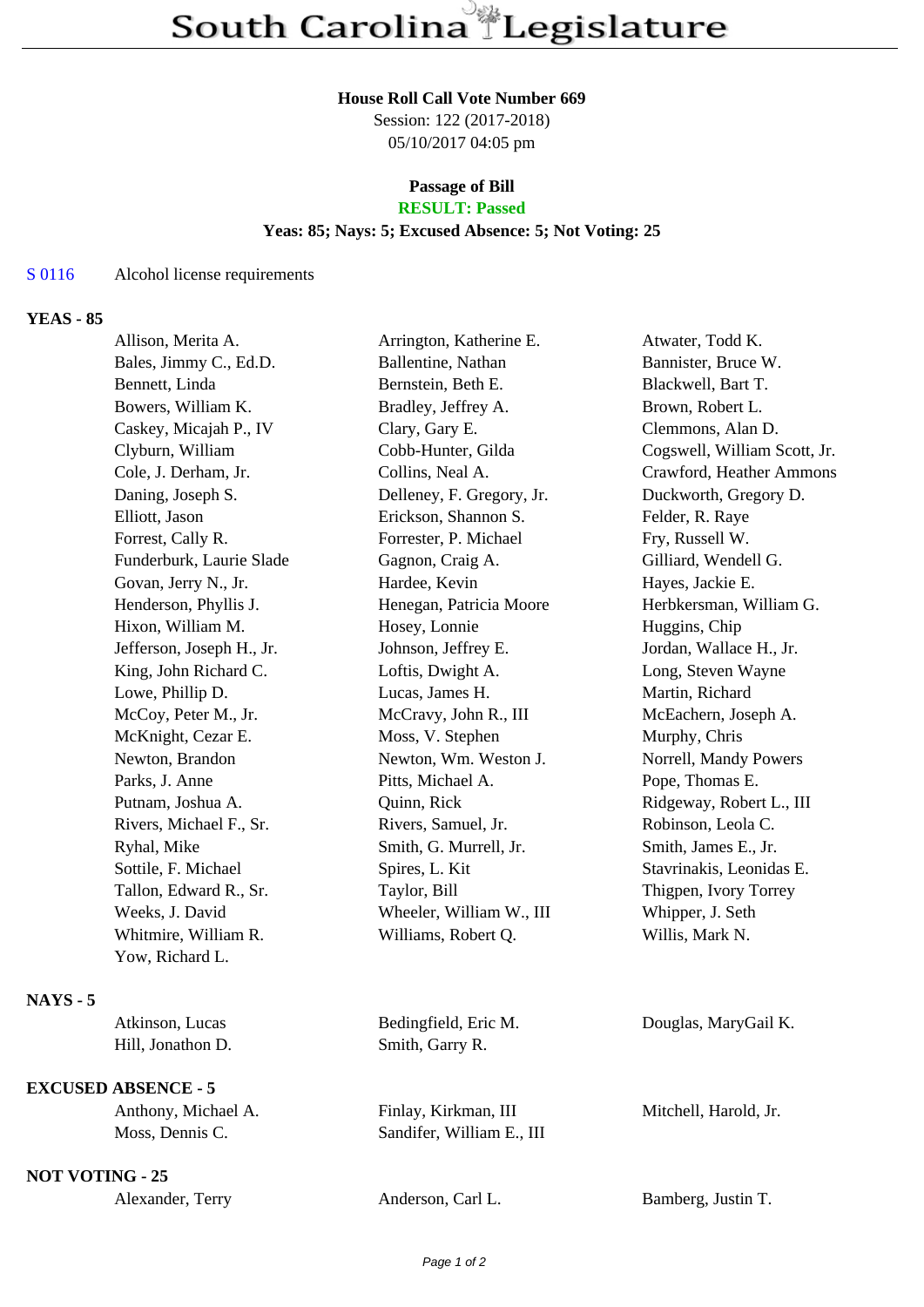# South Carolina Legislature

**House Roll Call Vote Number 669**
Session: 122 (2017-2018)
05/10/2017 04:05 pm

**Passage of Bill**
**RESULT: Passed**
**Yeas: 85; Nays: 5; Excused Absence: 5; Not Voting: 25**

S 0116 Alcohol license requirements

### YEAS - 85

| | | |
|---|---|---|
| Allison, Merita A. | Arrington, Katherine E. | Atwater, Todd K. |
| Bales, Jimmy C., Ed.D. | Ballentine, Nathan | Bannister, Bruce W. |
| Bennett, Linda | Bernstein, Beth E. | Blackwell, Bart T. |
| Bowers, William K. | Bradley, Jeffrey A. | Brown, Robert L. |
| Caskey, Micajah P., IV | Clary, Gary E. | Clemmons, Alan D. |
| Clyburn, William | Cobb-Hunter, Gilda | Cogswell, William Scott, Jr. |
| Cole, J. Derham, Jr. | Collins, Neal A. | Crawford, Heather Ammons |
| Daning, Joseph S. | Delleney, F. Gregory, Jr. | Duckworth, Gregory D. |
| Elliott, Jason | Erickson, Shannon S. | Felder, R. Raye |
| Forrest, Cally R. | Forrester, P. Michael | Fry, Russell W. |
| Funderburk, Laurie Slade | Gagnon, Craig A. | Gilliard, Wendell G. |
| Govan, Jerry N., Jr. | Hardee, Kevin | Hayes, Jackie E. |
| Henderson, Phyllis J. | Henegan, Patricia Moore | Herbkersman, William G. |
| Hixon, William M. | Hosey, Lonnie | Huggins, Chip |
| Jefferson, Joseph H., Jr. | Johnson, Jeffrey E. | Jordan, Wallace H., Jr. |
| King, John Richard C. | Loftis, Dwight A. | Long, Steven Wayne |
| Lowe, Phillip D. | Lucas, James H. | Martin, Richard |
| McCoy, Peter M., Jr. | McCravy, John R., III | McEachern, Joseph A. |
| McKnight, Cezar E. | Moss, V. Stephen | Murphy, Chris |
| Newton, Brandon | Newton, Wm. Weston J. | Norrell, Mandy Powers |
| Parks, J. Anne | Pitts, Michael A. | Pope, Thomas E. |
| Putnam, Joshua A. | Quinn, Rick | Ridgeway, Robert L., III |
| Rivers, Michael F., Sr. | Rivers, Samuel, Jr. | Robinson, Leola C. |
| Ryhal, Mike | Smith, G. Murrell, Jr. | Smith, James E., Jr. |
| Sottile, F. Michael | Spires, L. Kit | Stavrinakis, Leonidas E. |
| Tallon, Edward R., Sr. | Taylor, Bill | Thigpen, Ivory Torrey |
| Weeks, J. David | Wheeler, William W., III | Whipper, J. Seth |
| Whitmire, William R. | Williams, Robert Q. | Willis, Mark N. |
| Yow, Richard L. | | |

### NAYS - 5

| | | |
|---|---|---|
| Atkinson, Lucas | Bedingfield, Eric M. | Douglas, MaryGail K. |
| Hill, Jonathon D. | Smith, Garry R. | |

### EXCUSED ABSENCE - 5

| | | |
|---|---|---|
| Anthony, Michael A. | Finlay, Kirkman, III | Mitchell, Harold, Jr. |
| Moss, Dennis C. | Sandifer, William E., III | |

### NOT VOTING - 25

| | | |
|---|---|---|
| Alexander, Terry | Anderson, Carl L. | Bamberg, Justin T. |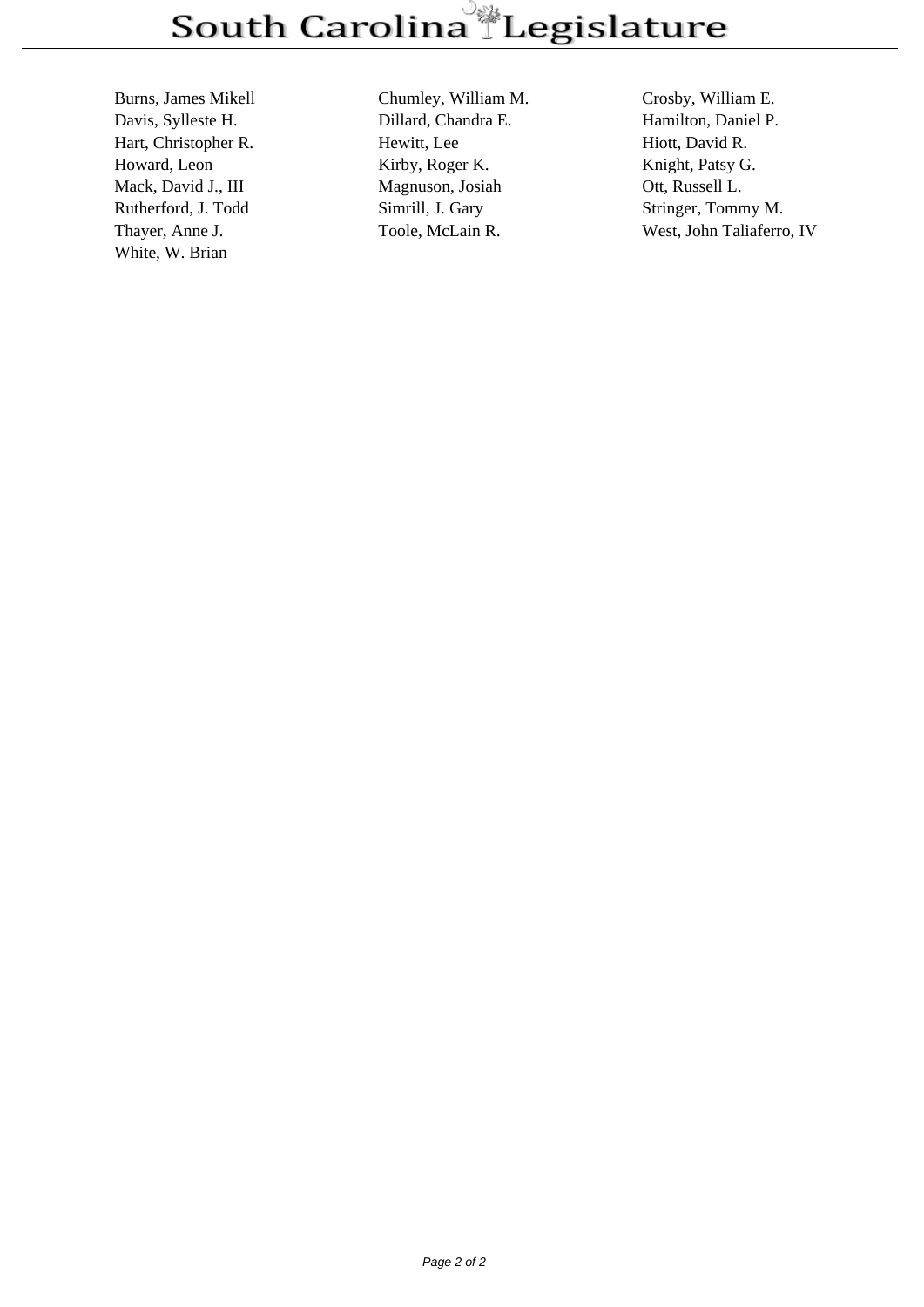Burns, James Mikell
Chumley, William M.
Crosby, William E.
Davis, Sylleste H.
Dillard, Chandra E.
Hamilton, Daniel P.
Hart, Christopher R.
Hewitt, Lee
Hiott, David R.
Howard, Leon
Kirby, Roger K.
Knight, Patsy G.
Mack, David J., III
Magnuson, Josiah
Ott, Russell L.
Rutherford, J. Todd
Simrill, J. Gary
Stringer, Tommy M.
Thayer, Anne J.
Toole, McLain R.
West, John Taliaferro, IV
White, W. Brian